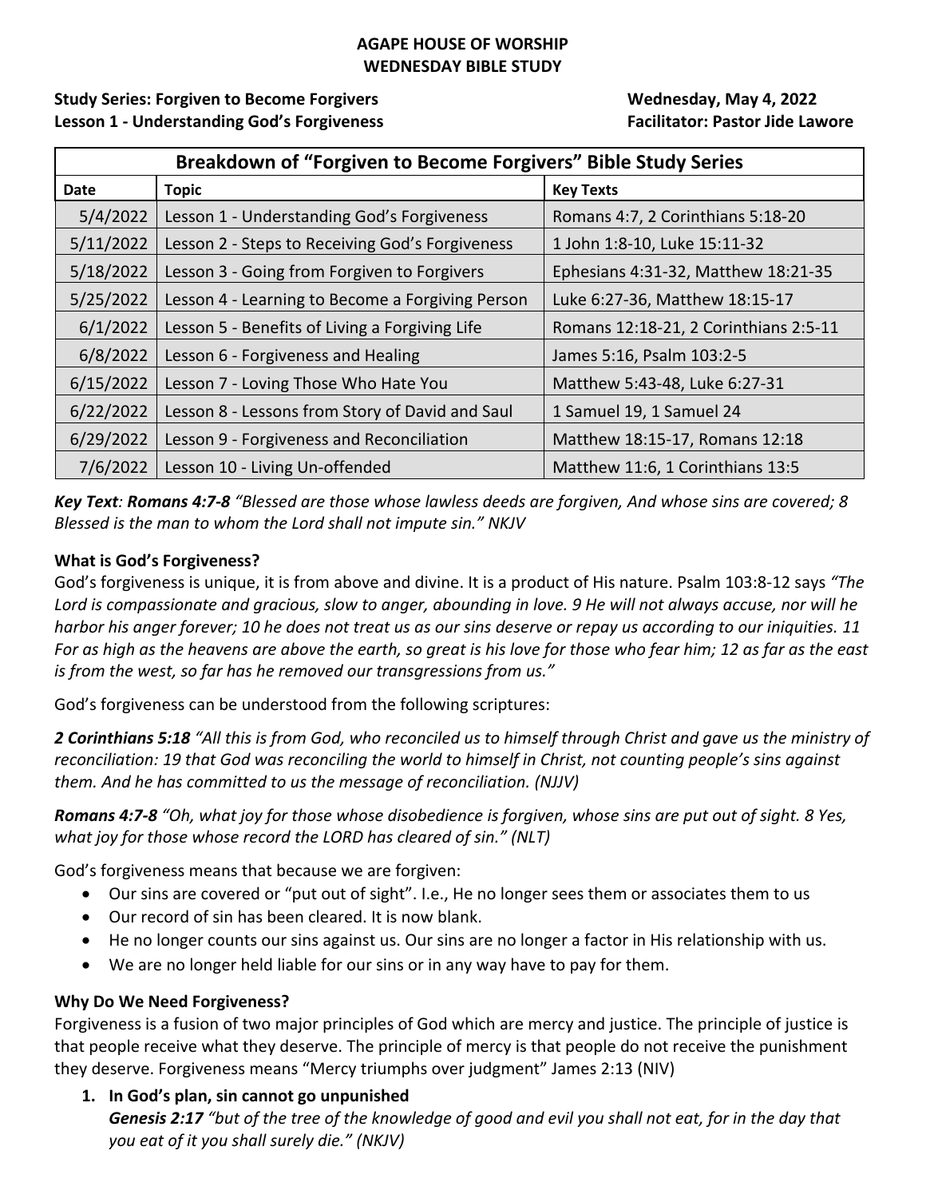**AGAPE HOUSE OF WORSHIP**
**WEDNESDAY BIBLE STUDY**

**Study Series: Forgiven to Become Forgivers** — **Wednesday, May 4, 2022**
**Lesson 1 - Understanding God's Forgiveness** — **Facilitator: Pastor Jide Lawore**

| **Breakdown of "Forgiven to Become Forgivers" Bible Study Series** | | |
|---|---|---|
| **Date** | **Topic** | **Key Texts** |
| 5/4/2022 | Lesson 1 - Understanding God's Forgiveness | Romans 4:7, 2 Corinthians 5:18-20 |
| 5/11/2022 | Lesson 2 - Steps to Receiving God's Forgiveness | 1 John 1:8-10, Luke 15:11-32 |
| 5/18/2022 | Lesson 3 - Going from Forgiven to Forgivers | Ephesians 4:31-32, Matthew 18:21-35 |
| 5/25/2022 | Lesson 4 - Learning to Become a Forgiving Person | Luke 6:27-36, Matthew 18:15-17 |
| 6/1/2022 | Lesson 5 - Benefits of Living a Forgiving Life | Romans 12:18-21, 2 Corinthians 2:5-11 |
| 6/8/2022 | Lesson 6 - Forgiveness and Healing | James 5:16, Psalm 103:2-5 |
| 6/15/2022 | Lesson 7 - Loving Those Who Hate You | Matthew 5:43-48, Luke 6:27-31 |
| 6/22/2022 | Lesson 8 - Lessons from Story of David and Saul | 1 Samuel 19, 1 Samuel 24 |
| 6/29/2022 | Lesson 9 - Forgiveness and Reconciliation | Matthew 18:15-17, Romans 12:18 |
| 7/6/2022 | Lesson 10 - Living Un-offended | Matthew 11:6, 1 Corinthians 13:5 |

***Key Text**: **Romans 4:7-8** "Blessed are those whose lawless deeds are forgiven, And whose sins are covered; 8 Blessed is the man to whom the Lord shall not impute sin." NKJV*

**What is God's Forgiveness?**

God's forgiveness is unique, it is from above and divine. It is a product of His nature. Psalm 103:8-12 says *"The Lord is compassionate and gracious, slow to anger, abounding in love. 9 He will not always accuse, nor will he harbor his anger forever; 10 he does not treat us as our sins deserve or repay us according to our iniquities. 11 For as high as the heavens are above the earth, so great is his love for those who fear him; 12 as far as the east is from the west, so far has he removed our transgressions from us."*

God's forgiveness can be understood from the following scriptures:

***2 Corinthians 5:18** "All this is from God, who reconciled us to himself through Christ and gave us the ministry of reconciliation: 19 that God was reconciling the world to himself in Christ, not counting people's sins against them. And he has committed to us the message of reconciliation. (NJJV)*

***Romans 4:7-8** "Oh, what joy for those whose disobedience is forgiven, whose sins are put out of sight. 8 Yes, what joy for those whose record the LORD has cleared of sin." (NLT)*

God's forgiveness means that because we are forgiven:

- Our sins are covered or "put out of sight". I.e., He no longer sees them or associates them to us
- Our record of sin has been cleared. It is now blank.
- He no longer counts our sins against us. Our sins are no longer a factor in His relationship with us.
- We are no longer held liable for our sins or in any way have to pay for them.

**Why Do We Need Forgiveness?**

Forgiveness is a fusion of two major principles of God which are mercy and justice. The principle of justice is that people receive what they deserve. The principle of mercy is that people do not receive the punishment they deserve. Forgiveness means "Mercy triumphs over judgment" James 2:13 (NIV)

1. **In God's plan, sin cannot go unpunished**
   ***Genesis 2:17** "but of the tree of the knowledge of good and evil you shall not eat, for in the day that you eat of it you shall surely die." (NKJV)*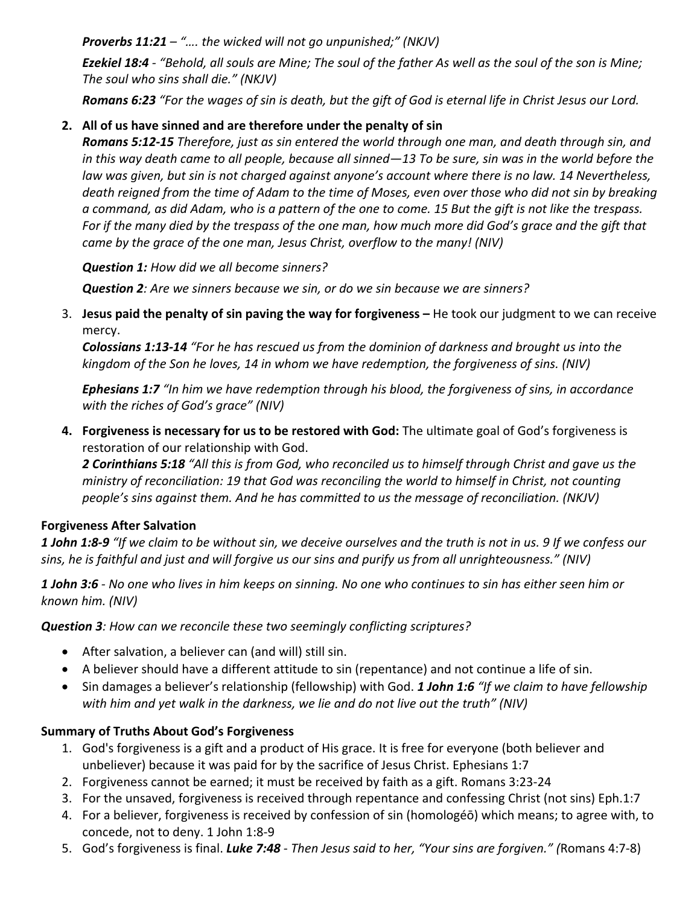***Proverbs 11:21*** *– "…. the wicked will not go unpunished;" (NKJV)*

***Ezekiel 18:4*** *- "Behold, all souls are Mine; The soul of the father As well as the soul of the son is Mine; The soul who sins shall die." (NKJV)*

***Romans 6:23*** *"For the wages of sin is death, but the gift of God is eternal life in Christ Jesus our Lord.*

2. **All of us have sinned and are therefore under the penalty of sin**
   ***Romans 5:12-15*** *Therefore, just as sin entered the world through one man, and death through sin, and in this way death came to all people, because all sinned—13 To be sure, sin was in the world before the law was given, but sin is not charged against anyone's account where there is no law. 14 Nevertheless, death reigned from the time of Adam to the time of Moses, even over those who did not sin by breaking a command, as did Adam, who is a pattern of the one to come. 15 But the gift is not like the trespass. For if the many died by the trespass of the one man, how much more did God's grace and the gift that came by the grace of the one man, Jesus Christ, overflow to the many! (NIV)*

   ***Question 1:*** *How did we all become sinners?*

   ***Question 2****: Are we sinners because we sin, or do we sin because we are sinners?*

3. **Jesus paid the penalty of sin paving the way for forgiveness –** He took our judgment to we can receive mercy.
   ***Colossians 1:13-14*** *"For he has rescued us from the dominion of darkness and brought us into the kingdom of the Son he loves, 14 in whom we have redemption, the forgiveness of sins. (NIV)*

   ***Ephesians 1:7*** *"In him we have redemption through his blood, the forgiveness of sins, in accordance with the riches of God's grace" (NIV)*

4. **Forgiveness is necessary for us to be restored with God:** The ultimate goal of God's forgiveness is restoration of our relationship with God.
   ***2 Corinthians 5:18*** *"All this is from God, who reconciled us to himself through Christ and gave us the ministry of reconciliation: 19 that God was reconciling the world to himself in Christ, not counting people's sins against them. And he has committed to us the message of reconciliation. (NKJV)*

**Forgiveness After Salvation**

***1 John 1:8-9*** *"If we claim to be without sin, we deceive ourselves and the truth is not in us. 9 If we confess our sins, he is faithful and just and will forgive us our sins and purify us from all unrighteousness." (NIV)*

***1 John 3:6*** *- No one who lives in him keeps on sinning. No one who continues to sin has either seen him or known him. (NIV)*

***Question 3****: How can we reconcile these two seemingly conflicting scriptures?*

- After salvation, a believer can (and will) still sin.
- A believer should have a different attitude to sin (repentance) and not continue a life of sin.
- Sin damages a believer's relationship (fellowship) with God. ***1 John 1:6*** *"If we claim to have fellowship with him and yet walk in the darkness, we lie and do not live out the truth" (NIV)*

**Summary of Truths About God's Forgiveness**

1. God's forgiveness is a gift and a product of His grace. It is free for everyone (both believer and unbeliever) because it was paid for by the sacrifice of Jesus Christ. Ephesians 1:7
2. Forgiveness cannot be earned; it must be received by faith as a gift. Romans 3:23-24
3. For the unsaved, forgiveness is received through repentance and confessing Christ (not sins) Eph.1:7
4. For a believer, forgiveness is received by confession of sin (homologéō) which means; to agree with, to concede, not to deny. 1 John 1:8-9
5. God's forgiveness is final. ***Luke 7:48*** *- Then Jesus said to her, "Your sins are forgiven." (*Romans 4:7-8)